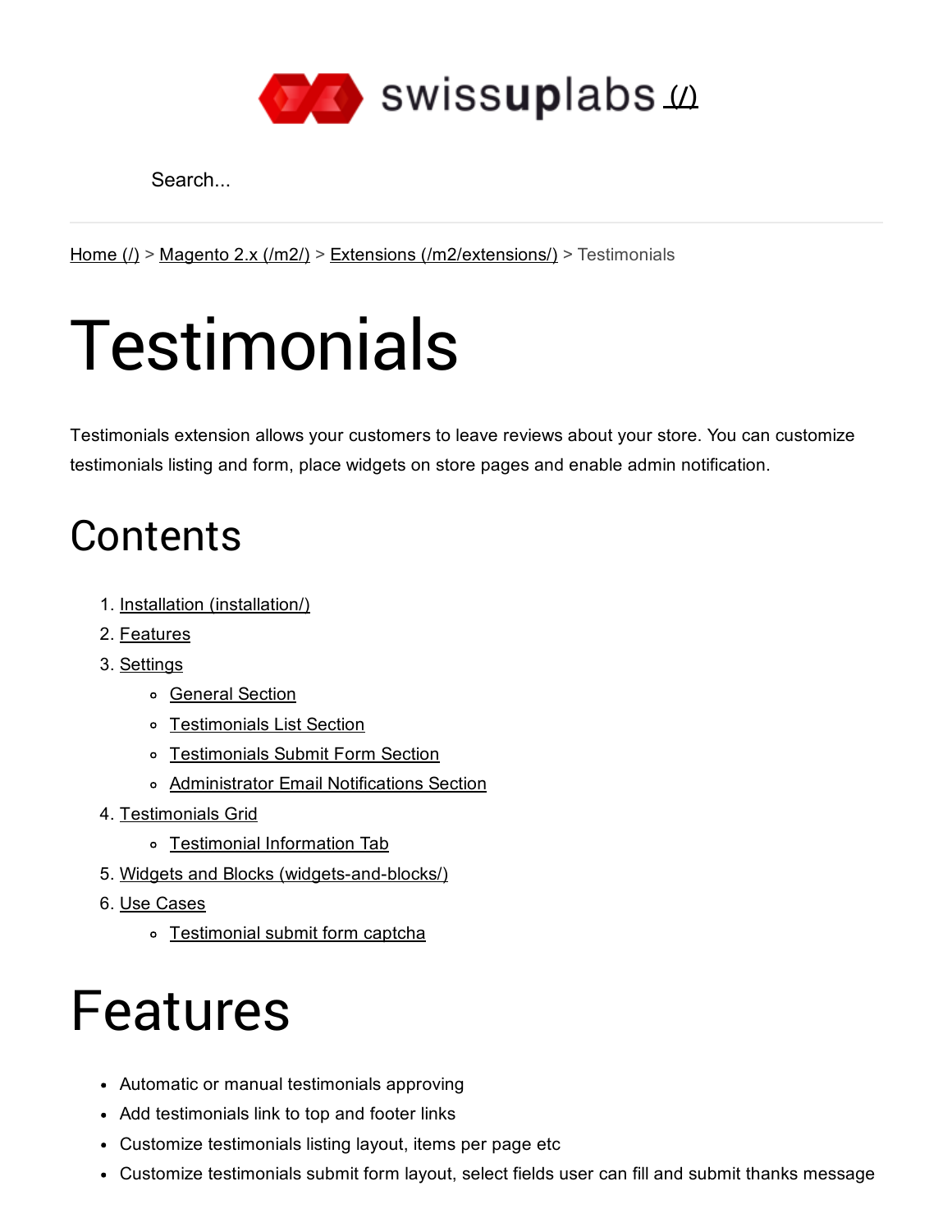swissuplabs (/)

Search...

Home (/) > Magento 2.x (/m2/) > Extensions (/m2/extensions/) > Testimonials

# Testimonials

Testimonials extension allows your customers to leave reviews about your store. You can customize testimonials listing and form, place widgets on store pages and enable admin notification.

## Contents

1. Installation (installation/)
2. Features
3. Settings
   - General Section
   - Testimonials List Section
   - Testimonials Submit Form Section
   - Administrator Email Notifications Section
4. Testimonials Grid
   - Testimonial Information Tab
5. Widgets and Blocks (widgets-and-blocks/)
6. Use Cases
   - Testimonial submit form captcha

# Features

- Automatic or manual testimonials approving
- Add testimonials link to top and footer links
- Customize testimonials listing layout, items per page etc
- Customize testimonials submit form layout, select fields user can fill and submit thanks message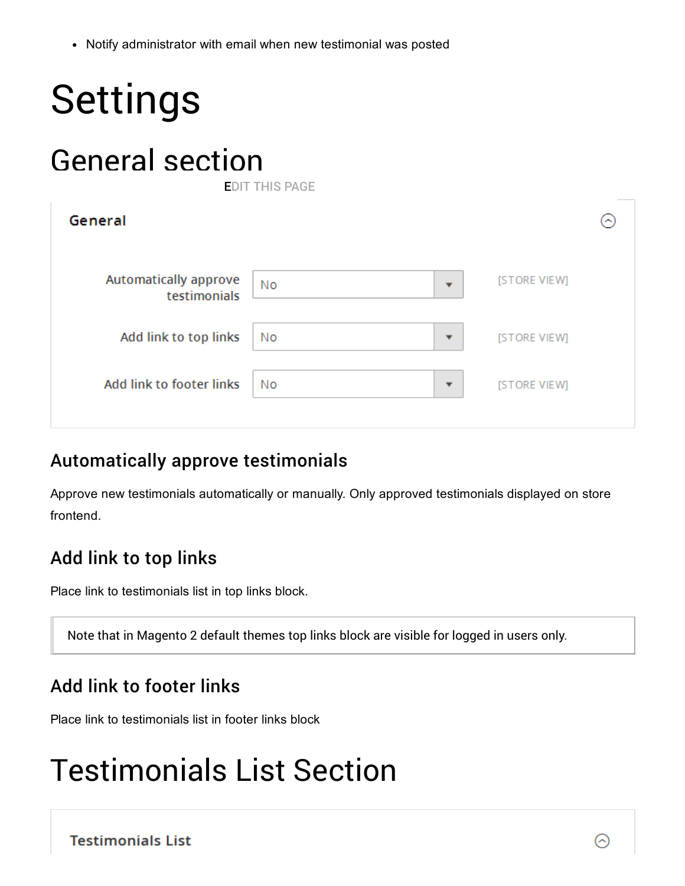- Notify administrator with email when new testimonial was posted

# Settings

## General section

**General**

| Setting | Value | Scope |
| --- | --- | --- |
| Automatically approve testimonials | No | [STORE VIEW] |
| Add link to top links | No | [STORE VIEW] |
| Add link to footer links | No | [STORE VIEW] |

### Automatically approve testimonials

Approve new testimonials automatically or manually. Only approved testimonials displayed on store frontend.

### Add link to top links

Place link to testimonials list in top links block.

> Note that in Magento 2 default themes top links block are visible for logged in users only.

### Add link to footer links

Place link to testimonials list in footer links block

# Testimonials List Section

**Testimonials List**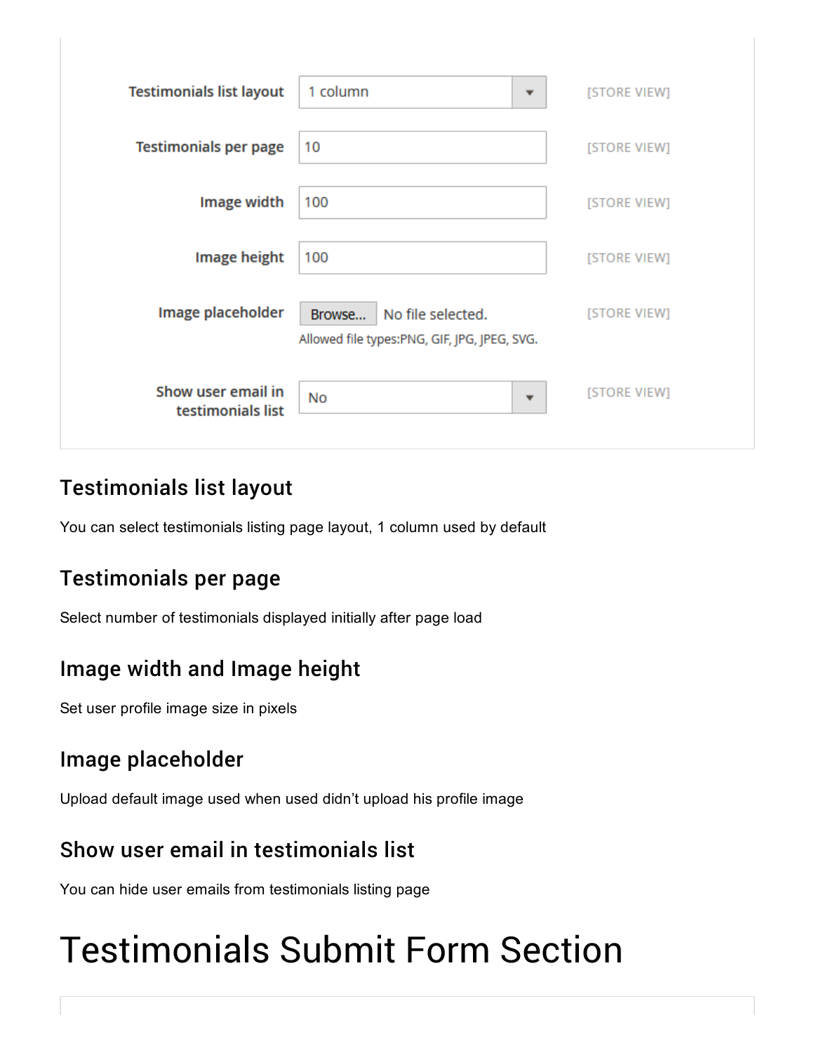| Setting | Value | Scope |
| --- | --- | --- |
| Testimonials list layout | 1 column | [STORE VIEW] |
| Testimonials per page | 10 | [STORE VIEW] |
| Image width | 100 | [STORE VIEW] |
| Image height | 100 | [STORE VIEW] |
| Image placeholder | Browse... No file selected. Allowed file types:PNG, GIF, JPG, JPEG, SVG. | [STORE VIEW] |
| Show user email in testimonials list | No | [STORE VIEW] |

## Testimonials list layout

You can select testimonials listing page layout, 1 column used by default

## Testimonials per page

Select number of testimonials displayed initially after page load

## Image width and Image height

Set user profile image size in pixels

## Image placeholder

Upload default image used when used didn’t upload his profile image

## Show user email in testimonials list

You can hide user emails from testimonials listing page

# Testimonials Submit Form Section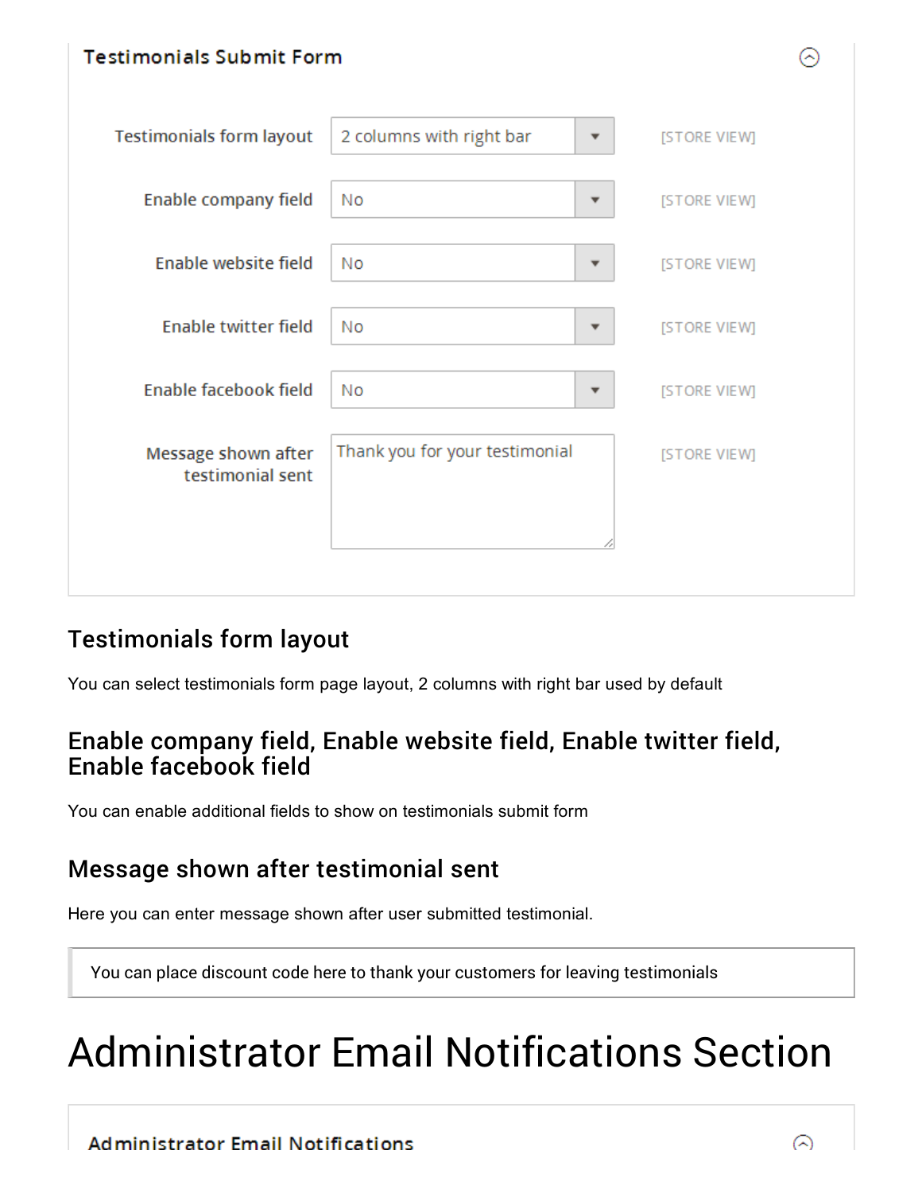Testimonials Submit Form

| | | |
|---|---|---|
| Testimonials form layout | 2 columns with right bar | [STORE VIEW] |
| Enable company field | No | [STORE VIEW] |
| Enable website field | No | [STORE VIEW] |
| Enable twitter field | No | [STORE VIEW] |
| Enable facebook field | No | [STORE VIEW] |
| Message shown after testimonial sent | Thank you for your testimonial | [STORE VIEW] |

### Testimonials form layout

You can select testimonials form page layout, 2 columns with right bar used by default

### Enable company field, Enable website field, Enable twitter field, Enable facebook field

You can enable additional fields to show on testimonials submit form

### Message shown after testimonial sent

Here you can enter message shown after user submitted testimonial.

> You can place discount code here to thank your customers for leaving testimonials

# Administrator Email Notifications Section

Administrator Email Notifications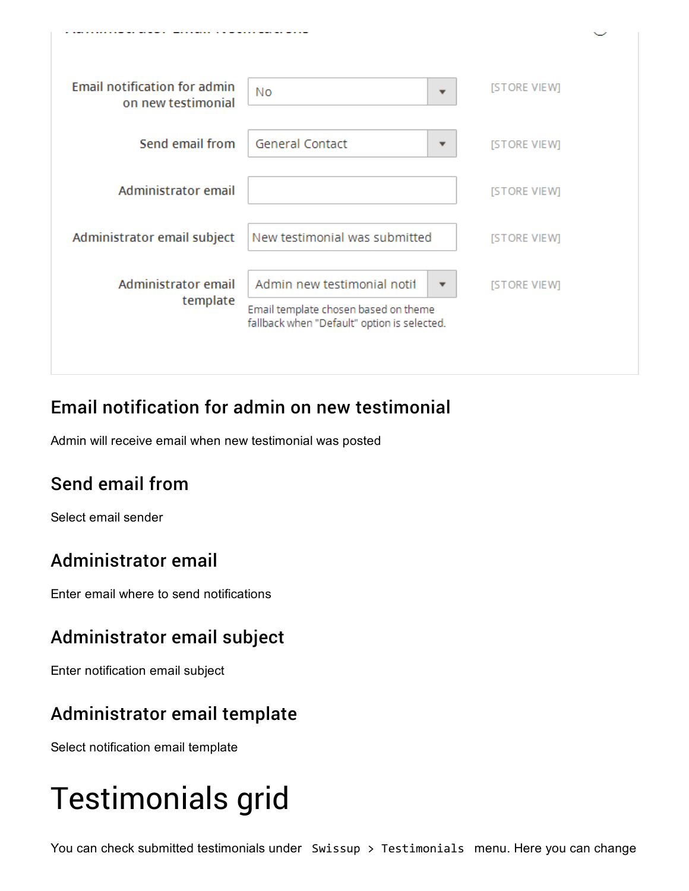| | | |
|---|---|---|
| Email notification for admin on new testimonial | No | [STORE VIEW] |
| Send email from | General Contact | [STORE VIEW] |
| Administrator email | | [STORE VIEW] |
| Administrator email subject | New testimonial was submitted | [STORE VIEW] |
| Administrator email template | Admin new testimonial notif<br>Email template chosen based on theme fallback when "Default" option is selected. | [STORE VIEW] |

### Email notification for admin on new testimonial

Admin will receive email when new testimonial was posted

### Send email from

Select email sender

### Administrator email

Enter email where to send notifications

### Administrator email subject

Enter notification email subject

### Administrator email template

Select notification email template

# Testimonials grid

You can check submitted testimonials under `Swissup > Testimonials` menu. Here you can change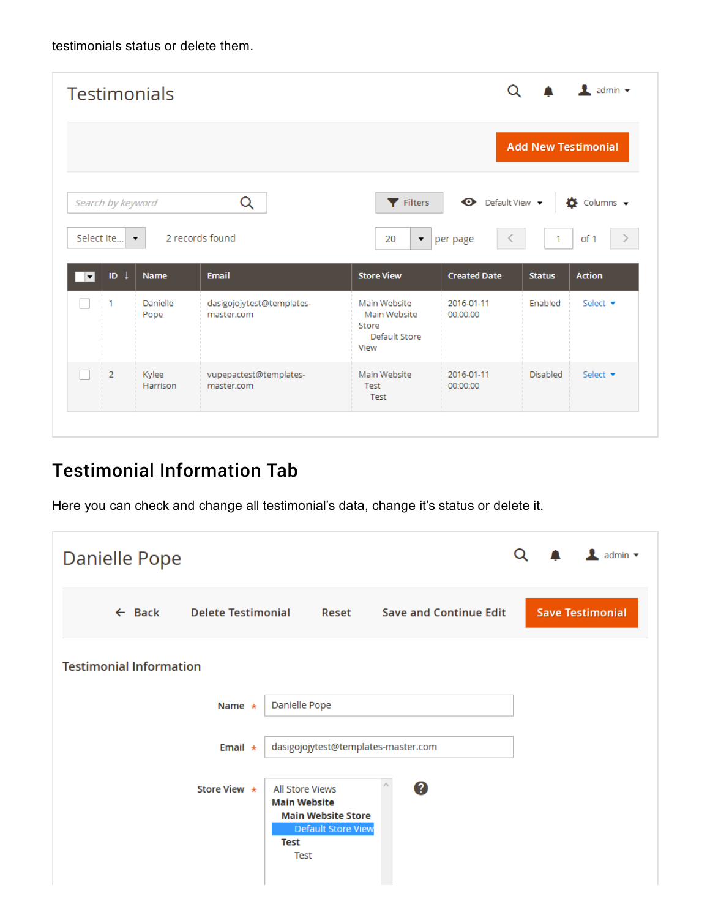testimonials status or delete them.

## Testimonial Information Tab

Here you can check and change all testimonial's data, change it's status or delete it.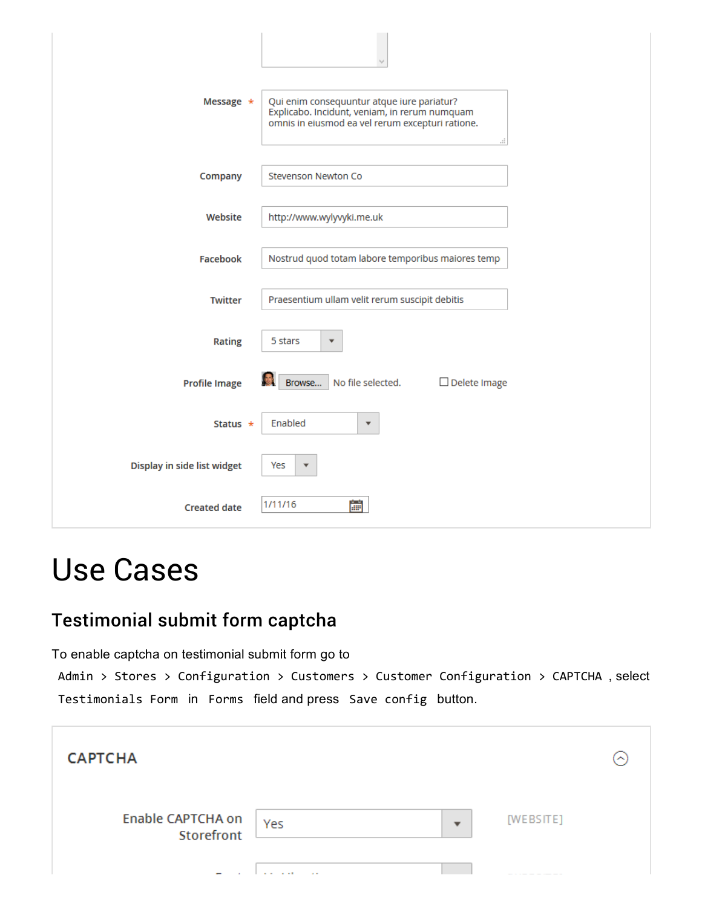| | |
|---|---|
| Message * | Qui enim consequuntur atque iure pariatur? Explicabo. Incidunt, veniam, in rerum numquam omnis in eiusmod ea vel rerum excepturi ratione. |
| Company | Stevenson Newton Co |
| Website | http://www.wylyvyki.me.uk |
| Facebook | Nostrud quod totam labore temporibus maiores temp |
| Twitter | Praesentium ullam velit rerum suscipit debitis |
| Rating | 5 stars |
| Profile Image | Browse... No file selected. ☐ Delete Image |
| Status * | Enabled |
| Display in side list widget | Yes |
| Created date | 1/11/16 |

# Use Cases

## Testimonial submit form captcha

To enable captcha on testimonial submit form go to `Admin > Stores > Configuration > Customers > Customer Configuration > CAPTCHA`, select `Testimonials Form` in `Forms` field and press `Save config` button.

**CAPTCHA**

| | | |
|---|---|---|
| Enable CAPTCHA on Storefront | Yes | [WEBSITE] |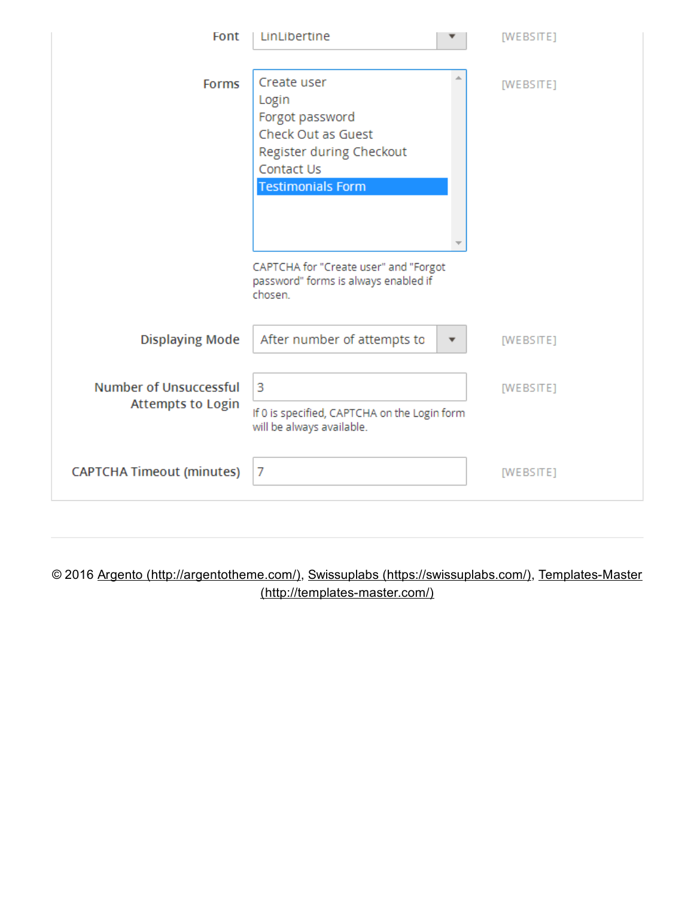Font | LinLibertine | [WEBSITE]

Forms | [WEBSITE]

- Create user
- Login
- Forgot password
- Check Out as Guest
- Register during Checkout
- Contact Us
- Testimonials Form

CAPTCHA for "Create user" and "Forgot password" forms is always enabled if chosen.

Displaying Mode | After number of attempts to | [WEBSITE]

Number of Unsuccessful Attempts to Login | 3 | [WEBSITE]

If 0 is specified, CAPTCHA on the Login form will be always available.

CAPTCHA Timeout (minutes) | 7 | [WEBSITE]

---

© 2016 Argento (http://argentotheme.com/), Swissuplabs (https://swissuplabs.com/), Templates-Master (http://templates-master.com/)